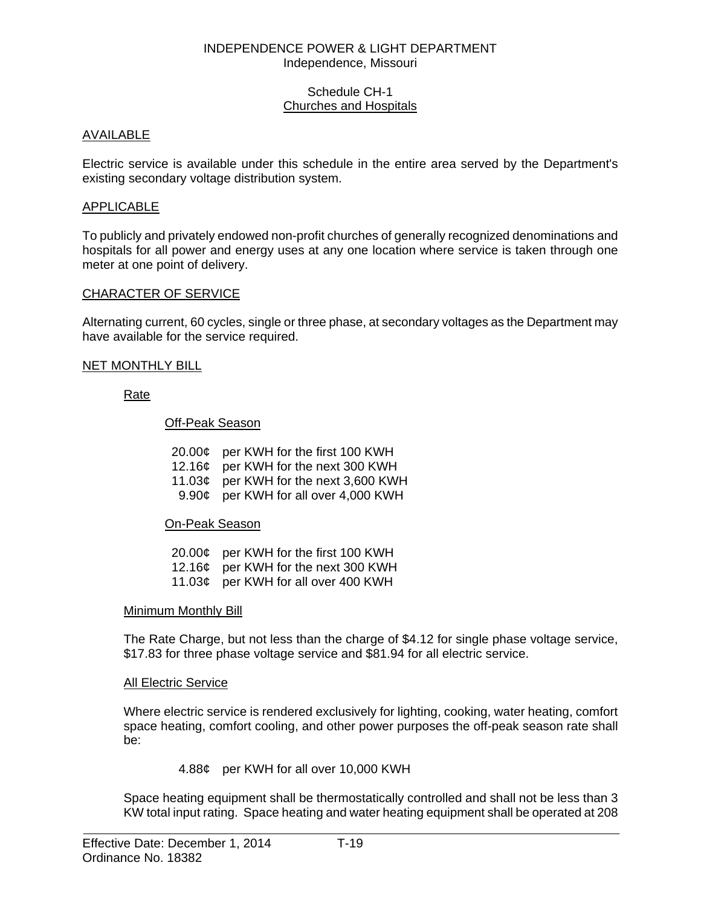INDEPENDENCE POWER & LIGHT DEPARTMENT
Independence, Missouri

Schedule CH-1
Churches and Hospitals

## AVAILABLE

Electric service is available under this schedule in the entire area served by the Department's existing secondary voltage distribution system.

## APPLICABLE

To publicly and privately endowed non-profit churches of generally recognized denominations and hospitals for all power and energy uses at any one location where service is taken through one meter at one point of delivery.

## CHARACTER OF SERVICE

Alternating current, 60 cycles, single or three phase, at secondary voltages as the Department may have available for the service required.

## NET MONTHLY BILL

### Rate

#### Off-Peak Season

20.00¢ per KWH for the first 100 KWH
12.16¢ per KWH for the next 300 KWH
11.03¢ per KWH for the next 3,600 KWH
9.90¢ per KWH for all over 4,000 KWH

#### On-Peak Season

20.00¢ per KWH for the first 100 KWH
12.16¢ per KWH for the next 300 KWH
11.03¢ per KWH for all over 400 KWH

### Minimum Monthly Bill

The Rate Charge, but not less than the charge of $4.12 for single phase voltage service, $17.83 for three phase voltage service and $81.94 for all electric service.

### All Electric Service

Where electric service is rendered exclusively for lighting, cooking, water heating, comfort space heating, comfort cooling, and other power purposes the off-peak season rate shall be:

4.88¢ per KWH for all over 10,000 KWH

Space heating equipment shall be thermostatically controlled and shall not be less than 3 KW total input rating. Space heating and water heating equipment shall be operated at 208

Effective Date: December 1, 2014
Ordinance No. 18382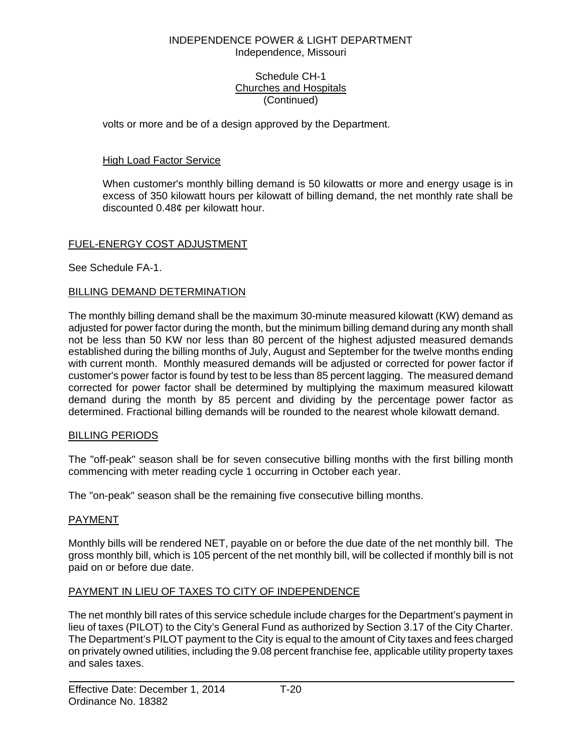volts or more and be of a design approved by the Department.

High Load Factor Service

When customer's monthly billing demand is 50 kilowatts or more and energy usage is in excess of 350 kilowatt hours per kilowatt of billing demand, the net monthly rate shall be discounted 0.48¢ per kilowatt hour.

## FUEL-ENERGY COST ADJUSTMENT

See Schedule FA-1.

## BILLING DEMAND DETERMINATION

The monthly billing demand shall be the maximum 30-minute measured kilowatt (KW) demand as adjusted for power factor during the month, but the minimum billing demand during any month shall not be less than 50 KW nor less than 80 percent of the highest adjusted measured demands established during the billing months of July, August and September for the twelve months ending with current month. Monthly measured demands will be adjusted or corrected for power factor if customer's power factor is found by test to be less than 85 percent lagging. The measured demand corrected for power factor shall be determined by multiplying the maximum measured kilowatt demand during the month by 85 percent and dividing by the percentage power factor as determined. Fractional billing demands will be rounded to the nearest whole kilowatt demand.

## BILLING PERIODS

The "off-peak" season shall be for seven consecutive billing months with the first billing month commencing with meter reading cycle 1 occurring in October each year.

The "on-peak" season shall be the remaining five consecutive billing months.

## PAYMENT

Monthly bills will be rendered NET, payable on or before the due date of the net monthly bill. The gross monthly bill, which is 105 percent of the net monthly bill, will be collected if monthly bill is not paid on or before due date.

## PAYMENT IN LIEU OF TAXES TO CITY OF INDEPENDENCE

The net monthly bill rates of this service schedule include charges for the Department's payment in lieu of taxes (PILOT) to the City's General Fund as authorized by Section 3.17 of the City Charter. The Department's PILOT payment to the City is equal to the amount of City taxes and fees charged on privately owned utilities, including the 9.08 percent franchise fee, applicable utility property taxes and sales taxes.

Effective Date: December 1, 2014 T-20
Ordinance No. 18382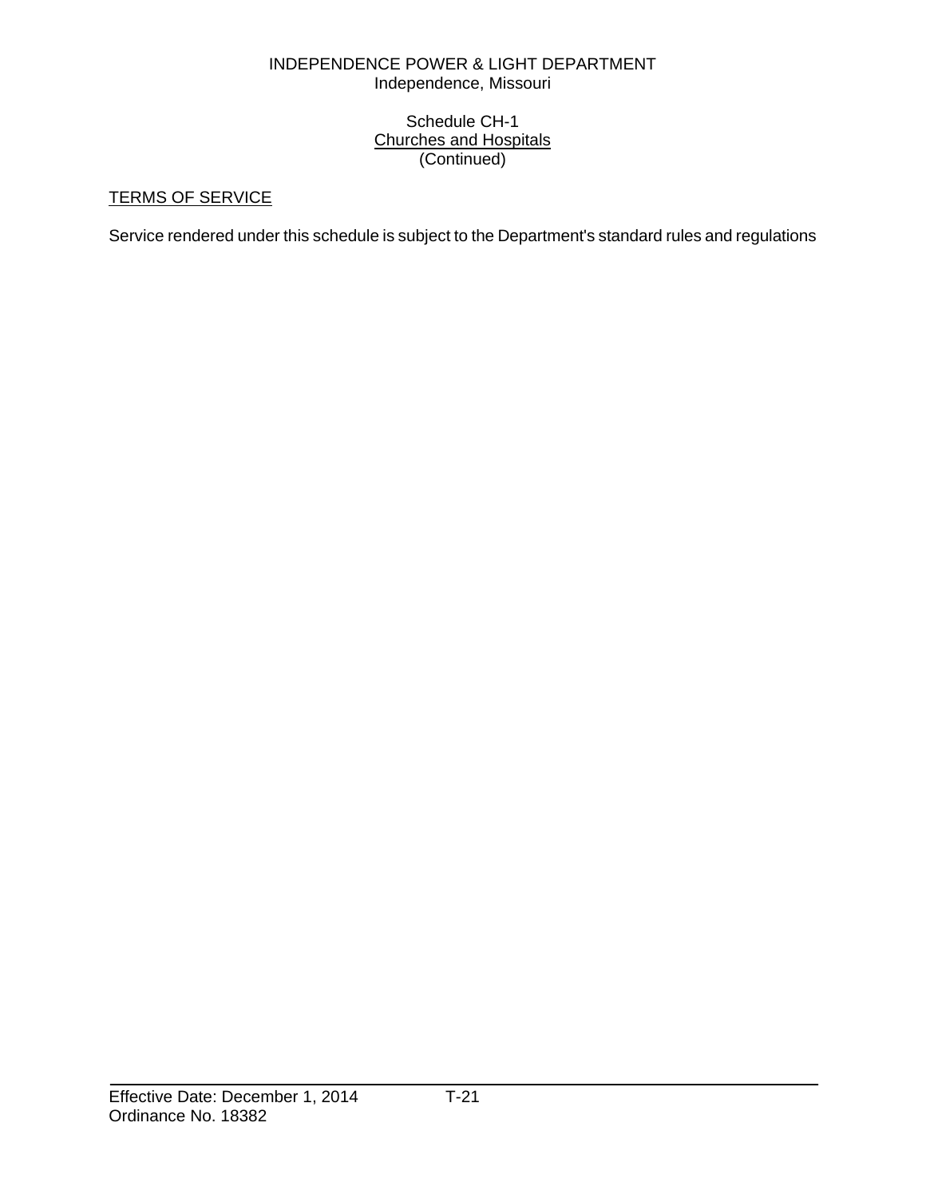INDEPENDENCE POWER & LIGHT DEPARTMENT
Independence, Missouri

Schedule CH-1
Churches and Hospitals
(Continued)

## TERMS OF SERVICE

Service rendered under this schedule is subject to the Department's standard rules and regulations

Effective Date: December 1, 2014

Ordinance No. 18382